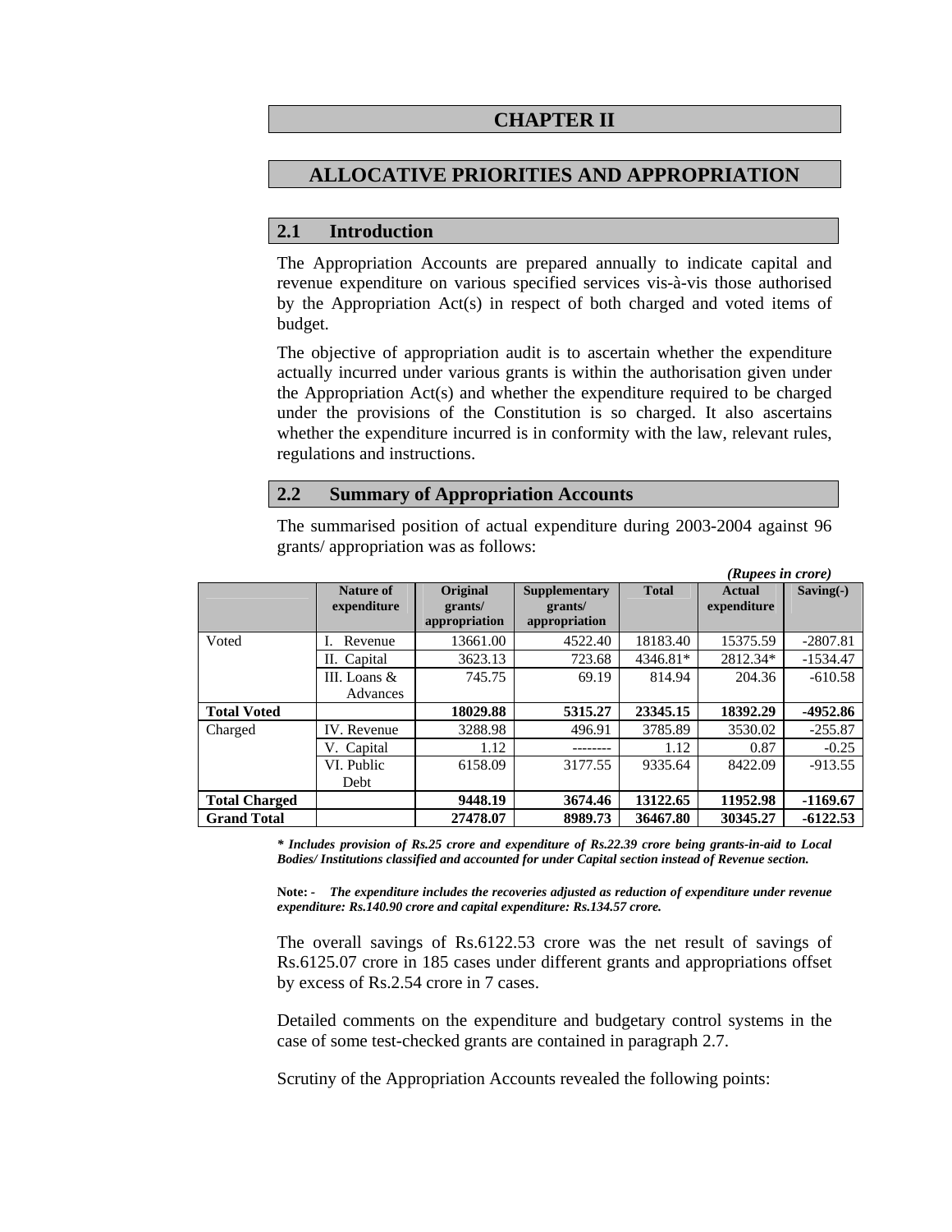# CHAPTER II

# ALLOCATIVE PRIORITIES AND APPROPRIATION

## 2.1 Introduction

The Appropriation Accounts are prepared annually to indicate capital and revenue expenditure on various specified services vis-à-vis those authorised by the Appropriation Act(s) in respect of both charged and voted items of budget.

The objective of appropriation audit is to ascertain whether the expenditure actually incurred under various grants is within the authorisation given under the Appropriation Act(s) and whether the expenditure required to be charged under the provisions of the Constitution is so charged. It also ascertains whether the expenditure incurred is in conformity with the law, relevant rules, regulations and instructions.

## 2.2 Summary of Appropriation Accounts

The summarised position of actual expenditure during 2003-2004 against 96 grants/ appropriation was as follows:

*(Rupees in crore)*

| | Nature of expenditure | Original grants/ appropriation | Supplementary grants/ appropriation | Total | Actual expenditure | Saving(-) |
|---|---|---|---|---|---|---|
| Voted | I. Revenue | 13661.00 | 4522.40 | 18183.40 | 15375.59 | -2807.81 |
| | II. Capital | 3623.13 | 723.68 | 4346.81* | 2812.34* | -1534.47 |
| | III. Loans & Advances | 745.75 | 69.19 | 814.94 | 204.36 | -610.58 |
| **Total Voted** | | **18029.88** | **5315.27** | **23345.15** | **18392.29** | **-4952.86** |
| Charged | IV. Revenue | 3288.98 | 496.91 | 3785.89 | 3530.02 | -255.87 |
| | V. Capital | 1.12 | -------- | 1.12 | 0.87 | -0.25 |
| | VI. Public Debt | 6158.09 | 3177.55 | 9335.64 | 8422.09 | -913.55 |
| **Total Charged** | | **9448.19** | **3674.46** | **13122.65** | **11952.98** | **-1169.67** |
| **Grand Total** | | **27478.07** | **8989.73** | **36467.80** | **30345.27** | **-6122.53** |

***\* Includes provision of Rs.25 crore and expenditure of Rs.22.39 crore being grants-in-aid to Local Bodies/ Institutions classified and accounted for under Capital section instead of Revenue section.***

**Note: -** ***The expenditure includes the recoveries adjusted as reduction of expenditure under revenue expenditure: Rs.140.90 crore and capital expenditure: Rs.134.57 crore.***

The overall savings of Rs.6122.53 crore was the net result of savings of Rs.6125.07 crore in 185 cases under different grants and appropriations offset by excess of Rs.2.54 crore in 7 cases.

Detailed comments on the expenditure and budgetary control systems in the case of some test-checked grants are contained in paragraph 2.7.

Scrutiny of the Appropriation Accounts revealed the following points: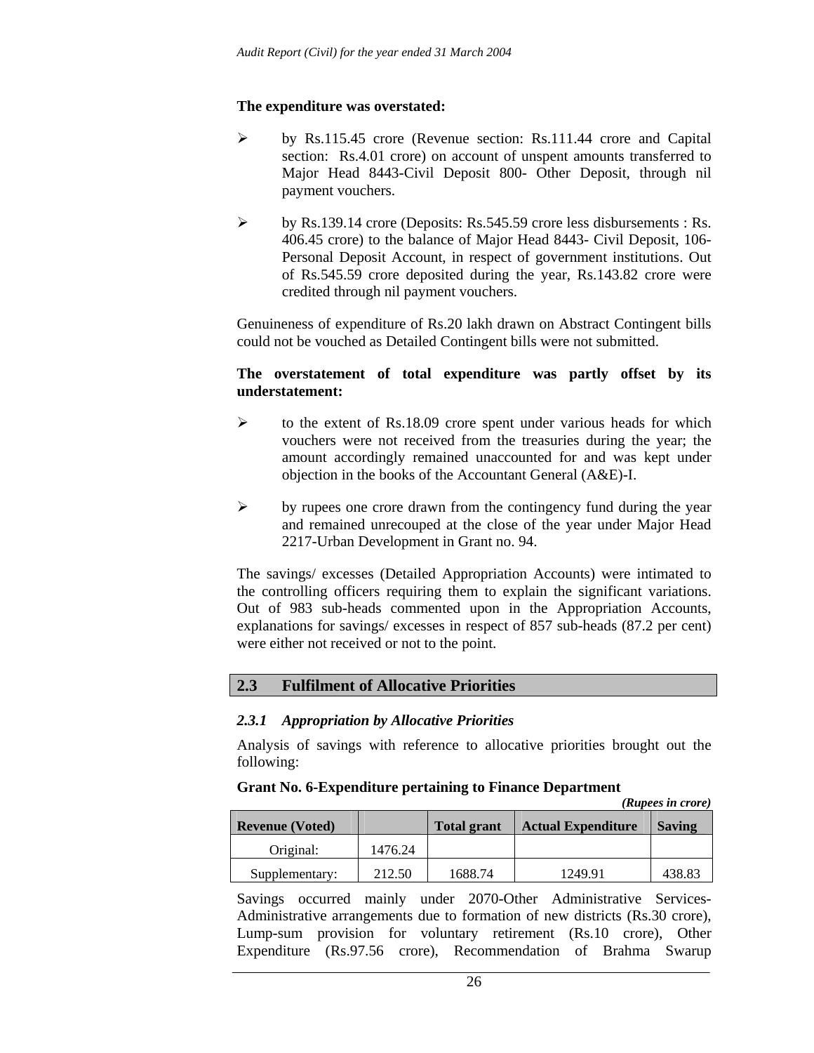**The expenditure was overstated:**

- by Rs.115.45 crore (Revenue section: Rs.111.44 crore and Capital section: Rs.4.01 crore) on account of unspent amounts transferred to Major Head 8443-Civil Deposit 800- Other Deposit, through nil payment vouchers.

- by Rs.139.14 crore (Deposits: Rs.545.59 crore less disbursements : Rs. 406.45 crore) to the balance of Major Head 8443- Civil Deposit, 106- Personal Deposit Account, in respect of government institutions. Out of Rs.545.59 crore deposited during the year, Rs.143.82 crore were credited through nil payment vouchers.

Genuineness of expenditure of Rs.20 lakh drawn on Abstract Contingent bills could not be vouched as Detailed Contingent bills were not submitted.

**The overstatement of total expenditure was partly offset by its understatement:**

- to the extent of Rs.18.09 crore spent under various heads for which vouchers were not received from the treasuries during the year; the amount accordingly remained unaccounted for and was kept under objection in the books of the Accountant General (A&E)-I.

- by rupees one crore drawn from the contingency fund during the year and remained unrecouped at the close of the year under Major Head 2217-Urban Development in Grant no. 94.

The savings/ excesses (Detailed Appropriation Accounts) were intimated to the controlling officers requiring them to explain the significant variations. Out of 983 sub-heads commented upon in the Appropriation Accounts, explanations for savings/ excesses in respect of 857 sub-heads (87.2 per cent) were either not received or not to the point.

## 2.3 Fulfilment of Allocative Priorities

### *2.3.1 Appropriation by Allocative Priorities*

Analysis of savings with reference to allocative priorities brought out the following:

**Grant No. 6-Expenditure pertaining to Finance Department**

***(Rupees in crore)***

| Revenue (Voted) | | Total grant | Actual Expenditure | Saving |
|---|---|---|---|---|
| Original: | 1476.24 | | | |
| Supplementary: | 212.50 | 1688.74 | 1249.91 | 438.83 |

Savings occurred mainly under 2070-Other Administrative Services-Administrative arrangements due to formation of new districts (Rs.30 crore), Lump-sum provision for voluntary retirement (Rs.10 crore), Other Expenditure (Rs.97.56 crore), Recommendation of Brahma Swarup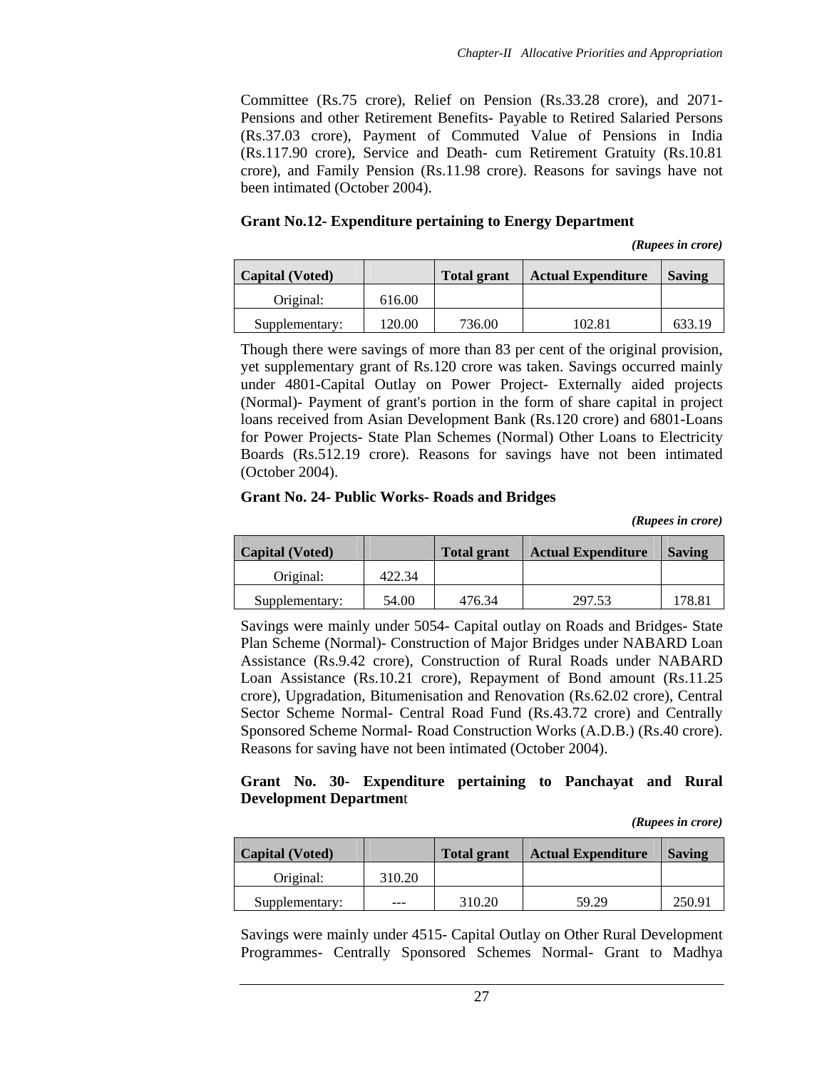Committee (Rs.75 crore), Relief on Pension (Rs.33.28 crore), and 2071-Pensions and other Retirement Benefits- Payable to Retired Salaried Persons (Rs.37.03 crore), Payment of Commuted Value of Pensions in India (Rs.117.90 crore), Service and Death- cum Retirement Gratuity (Rs.10.81 crore), and Family Pension (Rs.11.98 crore). Reasons for savings have not been intimated (October 2004).

**Grant No.12- Expenditure pertaining to Energy Department**

***(Rupees in crore)***

| Capital (Voted) | | Total grant | Actual Expenditure | Saving |
|---|---|---|---|---|
| Original: | 616.00 | | | |
| Supplementary: | 120.00 | 736.00 | 102.81 | 633.19 |

Though there were savings of more than 83 per cent of the original provision, yet supplementary grant of Rs.120 crore was taken. Savings occurred mainly under 4801-Capital Outlay on Power Project- Externally aided projects (Normal)- Payment of grant's portion in the form of share capital in project loans received from Asian Development Bank (Rs.120 crore) and 6801-Loans for Power Projects- State Plan Schemes (Normal) Other Loans to Electricity Boards (Rs.512.19 crore). Reasons for savings have not been intimated (October 2004).

**Grant No. 24- Public Works- Roads and Bridges**

***(Rupees in crore)***

| Capital (Voted) | | Total grant | Actual Expenditure | Saving |
|---|---|---|---|---|
| Original: | 422.34 | | | |
| Supplementary: | 54.00 | 476.34 | 297.53 | 178.81 |

Savings were mainly under 5054- Capital outlay on Roads and Bridges- State Plan Scheme (Normal)- Construction of Major Bridges under NABARD Loan Assistance (Rs.9.42 crore), Construction of Rural Roads under NABARD Loan Assistance (Rs.10.21 crore), Repayment of Bond amount (Rs.11.25 crore), Upgradation, Bitumenisation and Renovation (Rs.62.02 crore), Central Sector Scheme Normal- Central Road Fund (Rs.43.72 crore) and Centrally Sponsored Scheme Normal- Road Construction Works (A.D.B.) (Rs.40 crore). Reasons for saving have not been intimated (October 2004).

**Grant No. 30- Expenditure pertaining to Panchayat and Rural Development Department**

***(Rupees in crore)***

| Capital (Voted) | | Total grant | Actual Expenditure | Saving |
|---|---|---|---|---|
| Original: | 310.20 | | | |
| Supplementary: | --- | 310.20 | 59.29 | 250.91 |

Savings were mainly under 4515- Capital Outlay on Other Rural Development Programmes- Centrally Sponsored Schemes Normal- Grant to Madhya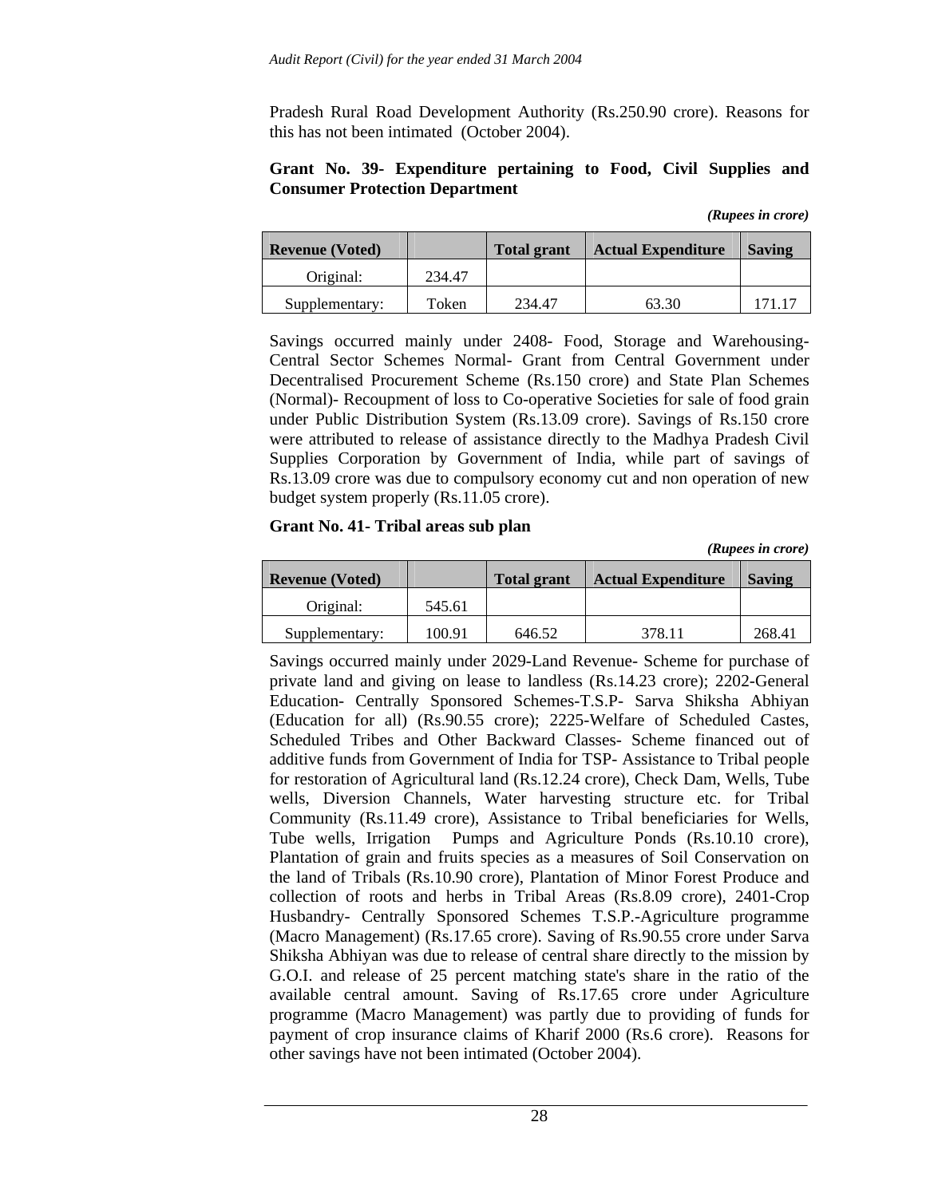Pradesh Rural Road Development Authority (Rs.250.90 crore). Reasons for this has not been intimated (October 2004).

**Grant No. 39- Expenditure pertaining to Food, Civil Supplies and Consumer Protection Department**

***(Rupees in crore)***

| Revenue (Voted) | | Total grant | Actual Expenditure | Saving |
|---|---|---|---|---|
| Original: | 234.47 | | | |
| Supplementary: | Token | 234.47 | 63.30 | 171.17 |

Savings occurred mainly under 2408- Food, Storage and Warehousing- Central Sector Schemes Normal- Grant from Central Government under Decentralised Procurement Scheme (Rs.150 crore) and State Plan Schemes (Normal)- Recoupment of loss to Co-operative Societies for sale of food grain under Public Distribution System (Rs.13.09 crore). Savings of Rs.150 crore were attributed to release of assistance directly to the Madhya Pradesh Civil Supplies Corporation by Government of India, while part of savings of Rs.13.09 crore was due to compulsory economy cut and non operation of new budget system properly (Rs.11.05 crore).

**Grant No. 41- Tribal areas sub plan**

***(Rupees in crore)***

| Revenue (Voted) | | Total grant | Actual Expenditure | Saving |
|---|---|---|---|---|
| Original: | 545.61 | | | |
| Supplementary: | 100.91 | 646.52 | 378.11 | 268.41 |

Savings occurred mainly under 2029-Land Revenue- Scheme for purchase of private land and giving on lease to landless (Rs.14.23 crore); 2202-General Education- Centrally Sponsored Schemes-T.S.P- Sarva Shiksha Abhiyan (Education for all) (Rs.90.55 crore); 2225-Welfare of Scheduled Castes, Scheduled Tribes and Other Backward Classes- Scheme financed out of additive funds from Government of India for TSP- Assistance to Tribal people for restoration of Agricultural land (Rs.12.24 crore), Check Dam, Wells, Tube wells, Diversion Channels, Water harvesting structure etc. for Tribal Community (Rs.11.49 crore), Assistance to Tribal beneficiaries for Wells, Tube wells, Irrigation Pumps and Agriculture Ponds (Rs.10.10 crore), Plantation of grain and fruits species as a measures of Soil Conservation on the land of Tribals (Rs.10.90 crore), Plantation of Minor Forest Produce and collection of roots and herbs in Tribal Areas (Rs.8.09 crore), 2401-Crop Husbandry- Centrally Sponsored Schemes T.S.P.-Agriculture programme (Macro Management) (Rs.17.65 crore). Saving of Rs.90.55 crore under Sarva Shiksha Abhiyan was due to release of central share directly to the mission by G.O.I. and release of 25 percent matching state's share in the ratio of the available central amount. Saving of Rs.17.65 crore under Agriculture programme (Macro Management) was partly due to providing of funds for payment of crop insurance claims of Kharif 2000 (Rs.6 crore). Reasons for other savings have not been intimated (October 2004).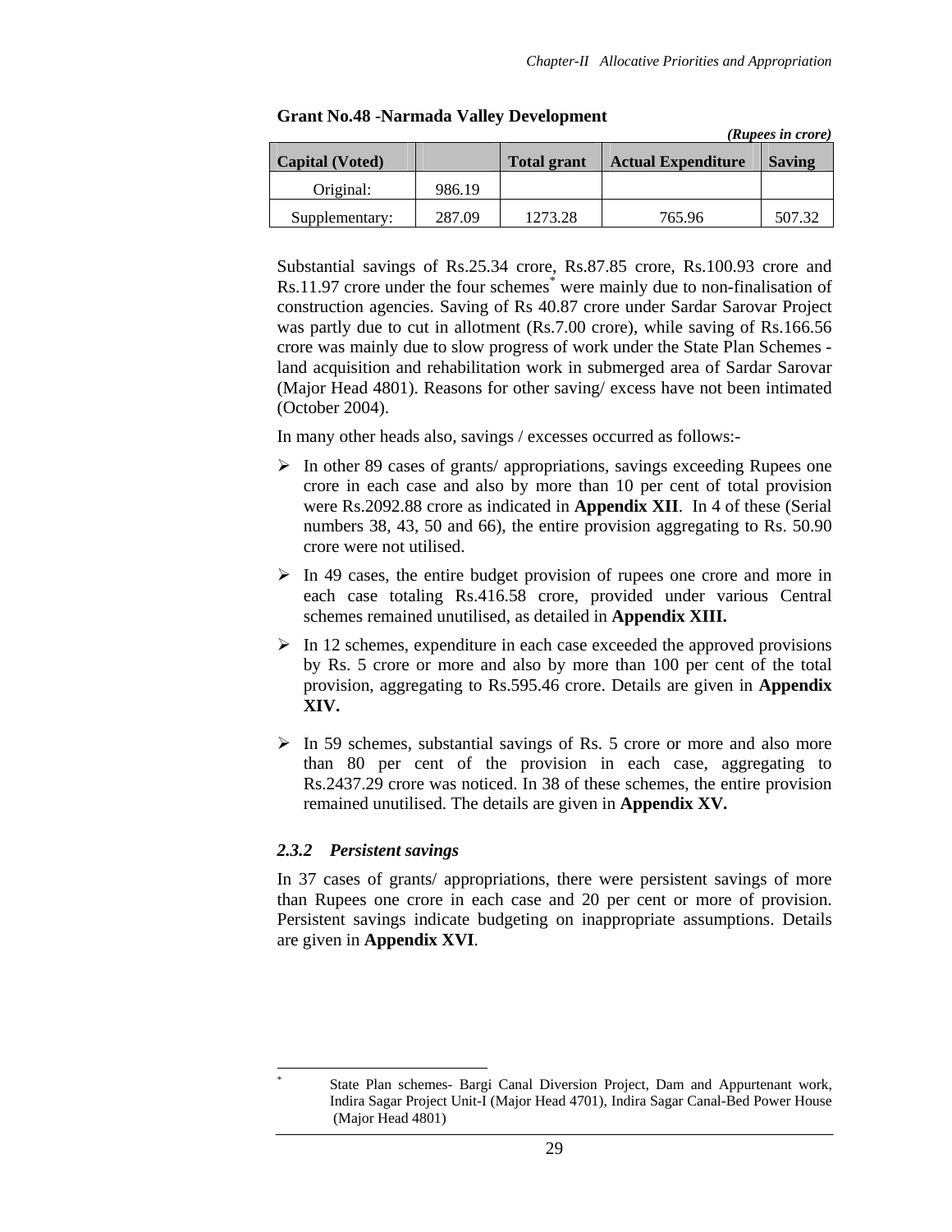**Grant No.48 -Narmada Valley Development**

*(Rupees in crore)*

| Capital (Voted) | | Total grant | Actual Expenditure | Saving |
|---|---|---|---|---|
| Original: | 986.19 | | | |
| Supplementary: | 287.09 | 1273.28 | 765.96 | 507.32 |

Substantial savings of Rs.25.34 crore, Rs.87.85 crore, Rs.100.93 crore and Rs.11.97 crore under the four schemes* were mainly due to non-finalisation of construction agencies. Saving of Rs 40.87 crore under Sardar Sarovar Project was partly due to cut in allotment (Rs.7.00 crore), while saving of Rs.166.56 crore was mainly due to slow progress of work under the State Plan Schemes - land acquisition and rehabilitation work in submerged area of Sardar Sarovar (Major Head 4801). Reasons for other saving/ excess have not been intimated (October 2004).

In many other heads also, savings / excesses occurred as follows:-

- In other 89 cases of grants/ appropriations, savings exceeding Rupees one crore in each case and also by more than 10 per cent of total provision were Rs.2092.88 crore as indicated in **Appendix XII**. In 4 of these (Serial numbers 38, 43, 50 and 66), the entire provision aggregating to Rs. 50.90 crore were not utilised.
- In 49 cases, the entire budget provision of rupees one crore and more in each case totaling Rs.416.58 crore, provided under various Central schemes remained unutilised, as detailed in **Appendix XIII.**
- In 12 schemes, expenditure in each case exceeded the approved provisions by Rs. 5 crore or more and also by more than 100 per cent of the total provision, aggregating to Rs.595.46 crore. Details are given in **Appendix XIV.**
- In 59 schemes, substantial savings of Rs. 5 crore or more and also more than 80 per cent of the provision in each case, aggregating to Rs.2437.29 crore was noticed. In 38 of these schemes, the entire provision remained unutilised. The details are given in **Appendix XV.**

### *2.3.2 Persistent savings*

In 37 cases of grants/ appropriations, there were persistent savings of more than Rupees one crore in each case and 20 per cent or more of provision. Persistent savings indicate budgeting on inappropriate assumptions. Details are given in **Appendix XVI**.

---

* State Plan schemes- Bargi Canal Diversion Project, Dam and Appurtenant work, Indira Sagar Project Unit-I (Major Head 4701), Indira Sagar Canal-Bed Power House (Major Head 4801)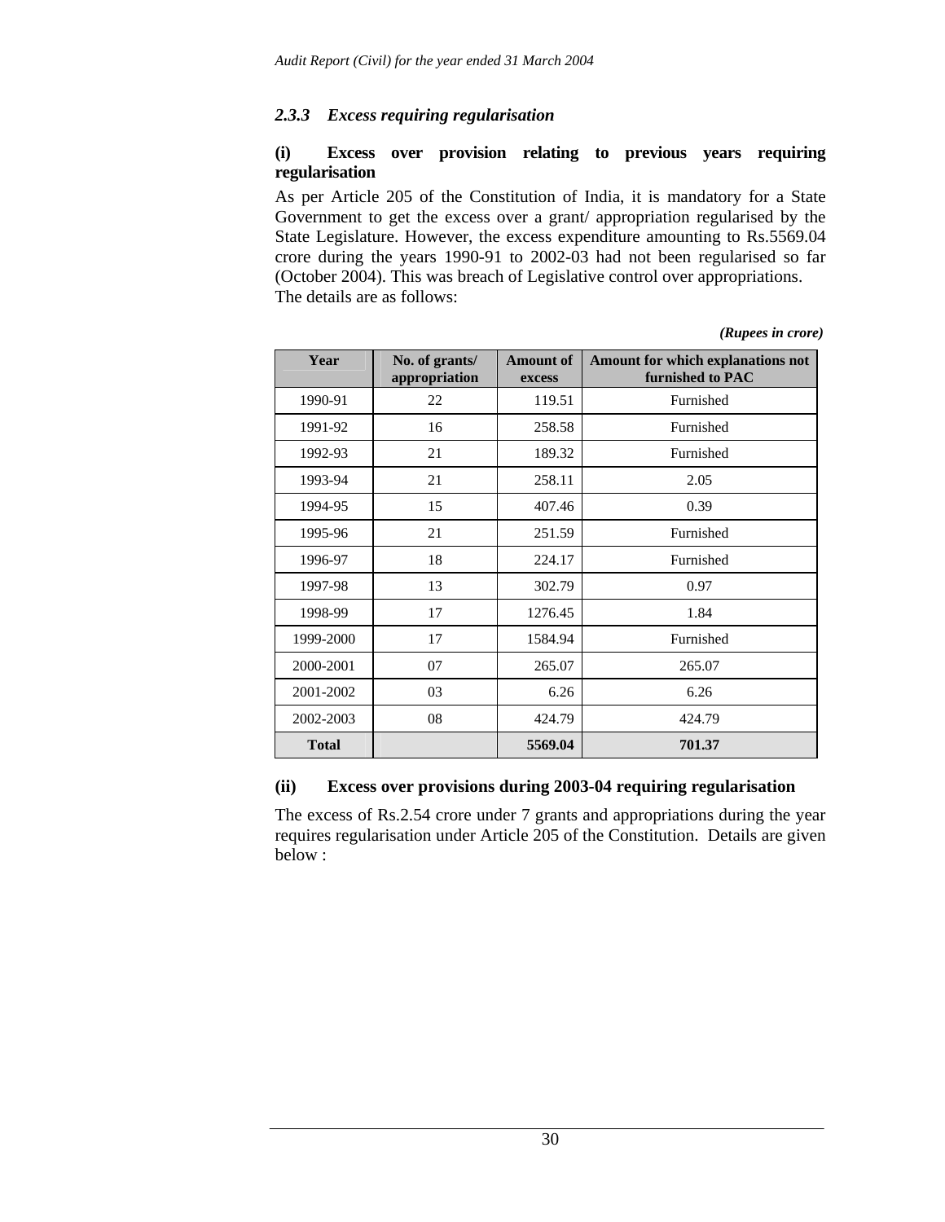### *2.3.3 Excess requiring regularisation*

**(i) Excess over provision relating to previous years requiring regularisation**

As per Article 205 of the Constitution of India, it is mandatory for a State Government to get the excess over a grant/ appropriation regularised by the State Legislature. However, the excess expenditure amounting to Rs.5569.04 crore during the years 1990-91 to 2002-03 had not been regularised so far (October 2004). This was breach of Legislative control over appropriations.
The details are as follows:

***(Rupees in crore)***

| Year | No. of grants/ appropriation | Amount of excess | Amount for which explanations not furnished to PAC |
|---|---|---|---|
| 1990-91 | 22 | 119.51 | Furnished |
| 1991-92 | 16 | 258.58 | Furnished |
| 1992-93 | 21 | 189.32 | Furnished |
| 1993-94 | 21 | 258.11 | 2.05 |
| 1994-95 | 15 | 407.46 | 0.39 |
| 1995-96 | 21 | 251.59 | Furnished |
| 1996-97 | 18 | 224.17 | Furnished |
| 1997-98 | 13 | 302.79 | 0.97 |
| 1998-99 | 17 | 1276.45 | 1.84 |
| 1999-2000 | 17 | 1584.94 | Furnished |
| 2000-2001 | 07 | 265.07 | 265.07 |
| 2001-2002 | 03 | 6.26 | 6.26 |
| 2002-2003 | 08 | 424.79 | 424.79 |
| **Total** | | **5569.04** | **701.37** |

**(ii) Excess over provisions during 2003-04 requiring regularisation**

The excess of Rs.2.54 crore under 7 grants and appropriations during the year requires regularisation under Article 205 of the Constitution. Details are given below :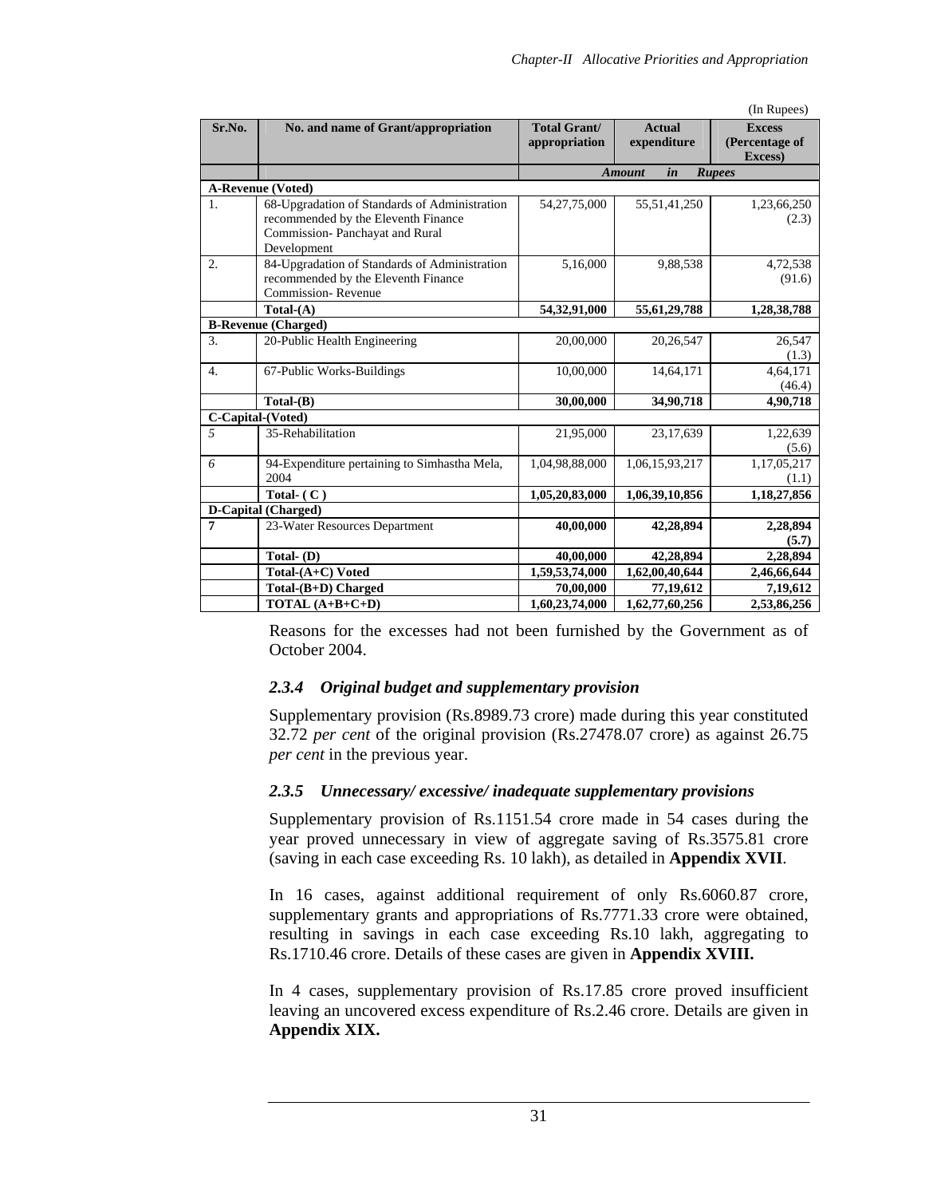(In Rupees)

| Sr.No. | No. and name of Grant/appropriation | Total Grant/ appropriation | Actual expenditure | Excess (Percentage of Excess) |
|---|---|---|---|---|
| | | *Amount in Rupees* | | |
| **A-Revenue (Voted)** | | | | |
| 1. | 68-Upgradation of Standards of Administration recommended by the Eleventh Finance Commission- Panchayat and Rural Development | 54,27,75,000 | 55,51,41,250 | 1,23,66,250 (2.3) |
| 2. | 84-Upgradation of Standards of Administration recommended by the Eleventh Finance Commission- Revenue | 5,16,000 | 9,88,538 | 4,72,538 (91.6) |
| | **Total-(A)** | **54,32,91,000** | **55,61,29,788** | **1,28,38,788** |
| **B-Revenue (Charged)** | | | | |
| 3. | 20-Public Health Engineering | 20,00,000 | 20,26,547 | 26,547 (1.3) |
| 4. | 67-Public Works-Buildings | 10,00,000 | 14,64,171 | 4,64,171 (46.4) |
| | **Total-(B)** | **30,00,000** | **34,90,718** | **4,90,718** |
| **C-Capital-(Voted)** | | | | |
| *5* | 35-Rehabilitation | 21,95,000 | 23,17,639 | 1,22,639 (5.6) |
| *6* | 94-Expenditure pertaining to Simhastha Mela, 2004 | 1,04,98,88,000 | 1,06,15,93,217 | 1,17,05,217 (1.1) |
| | **Total- ( C )** | **1,05,20,83,000** | **1,06,39,10,856** | **1,18,27,856** |
| **D-Capital (Charged)** | | | | |
| **7** | 23-Water Resources Department | **40,00,000** | **42,28,894** | **2,28,894 (5.7)** |
| | **Total- (D)** | **40,00,000** | **42,28,894** | **2,28,894** |
| | **Total-(A+C) Voted** | **1,59,53,74,000** | **1,62,00,40,644** | **2,46,66,644** |
| | **Total-(B+D) Charged** | **70,00,000** | **77,19,612** | **7,19,612** |
| | **TOTAL (A+B+C+D)** | **1,60,23,74,000** | **1,62,77,60,256** | **2,53,86,256** |

Reasons for the excesses had not been furnished by the Government as of October 2004.

### *2.3.4 Original budget and supplementary provision*

Supplementary provision (Rs.8989.73 crore) made during this year constituted 32.72 *per cent* of the original provision (Rs.27478.07 crore) as against 26.75 *per cent* in the previous year.

### *2.3.5 Unnecessary/ excessive/ inadequate supplementary provisions*

Supplementary provision of Rs.1151.54 crore made in 54 cases during the year proved unnecessary in view of aggregate saving of Rs.3575.81 crore (saving in each case exceeding Rs. 10 lakh), as detailed in **Appendix XVII**.

In 16 cases, against additional requirement of only Rs.6060.87 crore, supplementary grants and appropriations of Rs.7771.33 crore were obtained, resulting in savings in each case exceeding Rs.10 lakh, aggregating to Rs.1710.46 crore. Details of these cases are given in **Appendix XVIII.**

In 4 cases, supplementary provision of Rs.17.85 crore proved insufficient leaving an uncovered excess expenditure of Rs.2.46 crore. Details are given in **Appendix XIX.**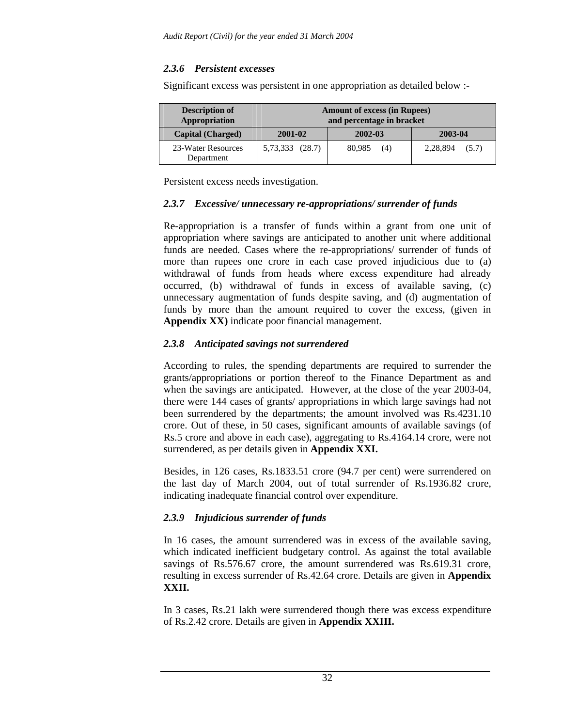### *2.3.6 Persistent excesses*

Significant excess was persistent in one appropriation as detailed below :-

| Description of Appropriation | Amount of excess (in Rupees) and percentage in bracket | | |
|---|---|---|---|
| **Capital (Charged)** | **2001-02** | **2002-03** | **2003-04** |
| 23-Water Resources Department | 5,73,333 (28.7) | 80,985 (4) | 2,28,894 (5.7) |

Persistent excess needs investigation.

### *2.3.7 Excessive/ unnecessary re-appropriations/ surrender of funds*

Re-appropriation is a transfer of funds within a grant from one unit of appropriation where savings are anticipated to another unit where additional funds are needed. Cases where the re-appropriations/ surrender of funds of more than rupees one crore in each case proved injudicious due to (a) withdrawal of funds from heads where excess expenditure had already occurred, (b) withdrawal of funds in excess of available saving, (c) unnecessary augmentation of funds despite saving, and (d) augmentation of funds by more than the amount required to cover the excess, (given in **Appendix XX)** indicate poor financial management.

### *2.3.8 Anticipated savings not surrendered*

According to rules, the spending departments are required to surrender the grants/appropriations or portion thereof to the Finance Department as and when the savings are anticipated. However, at the close of the year 2003-04, there were 144 cases of grants/ appropriations in which large savings had not been surrendered by the departments; the amount involved was Rs.4231.10 crore. Out of these, in 50 cases, significant amounts of available savings (of Rs.5 crore and above in each case), aggregating to Rs.4164.14 crore, were not surrendered, as per details given in **Appendix XXI.**

Besides, in 126 cases, Rs.1833.51 crore (94.7 per cent) were surrendered on the last day of March 2004, out of total surrender of Rs.1936.82 crore, indicating inadequate financial control over expenditure.

### *2.3.9 Injudicious surrender of funds*

In 16 cases, the amount surrendered was in excess of the available saving, which indicated inefficient budgetary control. As against the total available savings of Rs.576.67 crore, the amount surrendered was Rs.619.31 crore, resulting in excess surrender of Rs.42.64 crore. Details are given in **Appendix XXII.**

In 3 cases, Rs.21 lakh were surrendered though there was excess expenditure of Rs.2.42 crore. Details are given in **Appendix XXIII.**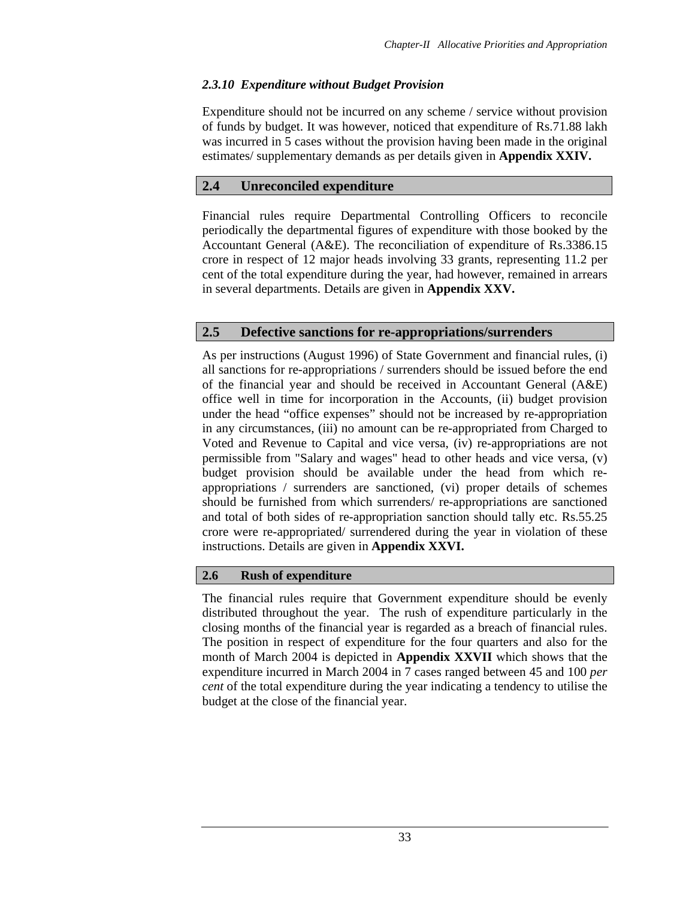### *2.3.10 Expenditure without Budget Provision*

Expenditure should not be incurred on any scheme / service without provision of funds by budget. It was however, noticed that expenditure of Rs.71.88 lakh was incurred in 5 cases without the provision having been made in the original estimates/ supplementary demands as per details given in **Appendix XXIV.**

## 2.4 Unreconciled expenditure

Financial rules require Departmental Controlling Officers to reconcile periodically the departmental figures of expenditure with those booked by the Accountant General (A&E). The reconciliation of expenditure of Rs.3386.15 crore in respect of 12 major heads involving 33 grants, representing 11.2 per cent of the total expenditure during the year, had however, remained in arrears in several departments. Details are given in **Appendix XXV.**

## 2.5 Defective sanctions for re-appropriations/surrenders

As per instructions (August 1996) of State Government and financial rules, (i) all sanctions for re-appropriations / surrenders should be issued before the end of the financial year and should be received in Accountant General (A&E) office well in time for incorporation in the Accounts, (ii) budget provision under the head "office expenses" should not be increased by re-appropriation in any circumstances, (iii) no amount can be re-appropriated from Charged to Voted and Revenue to Capital and vice versa, (iv) re-appropriations are not permissible from "Salary and wages" head to other heads and vice versa, (v) budget provision should be available under the head from which re-appropriations / surrenders are sanctioned, (vi) proper details of schemes should be furnished from which surrenders/ re-appropriations are sanctioned and total of both sides of re-appropriation sanction should tally etc. Rs.55.25 crore were re-appropriated/ surrendered during the year in violation of these instructions. Details are given in **Appendix XXVI.**

## 2.6 Rush of expenditure

The financial rules require that Government expenditure should be evenly distributed throughout the year. The rush of expenditure particularly in the closing months of the financial year is regarded as a breach of financial rules. The position in respect of expenditure for the four quarters and also for the month of March 2004 is depicted in **Appendix XXVII** which shows that the expenditure incurred in March 2004 in 7 cases ranged between 45 and 100 *per cent* of the total expenditure during the year indicating a tendency to utilise the budget at the close of the financial year.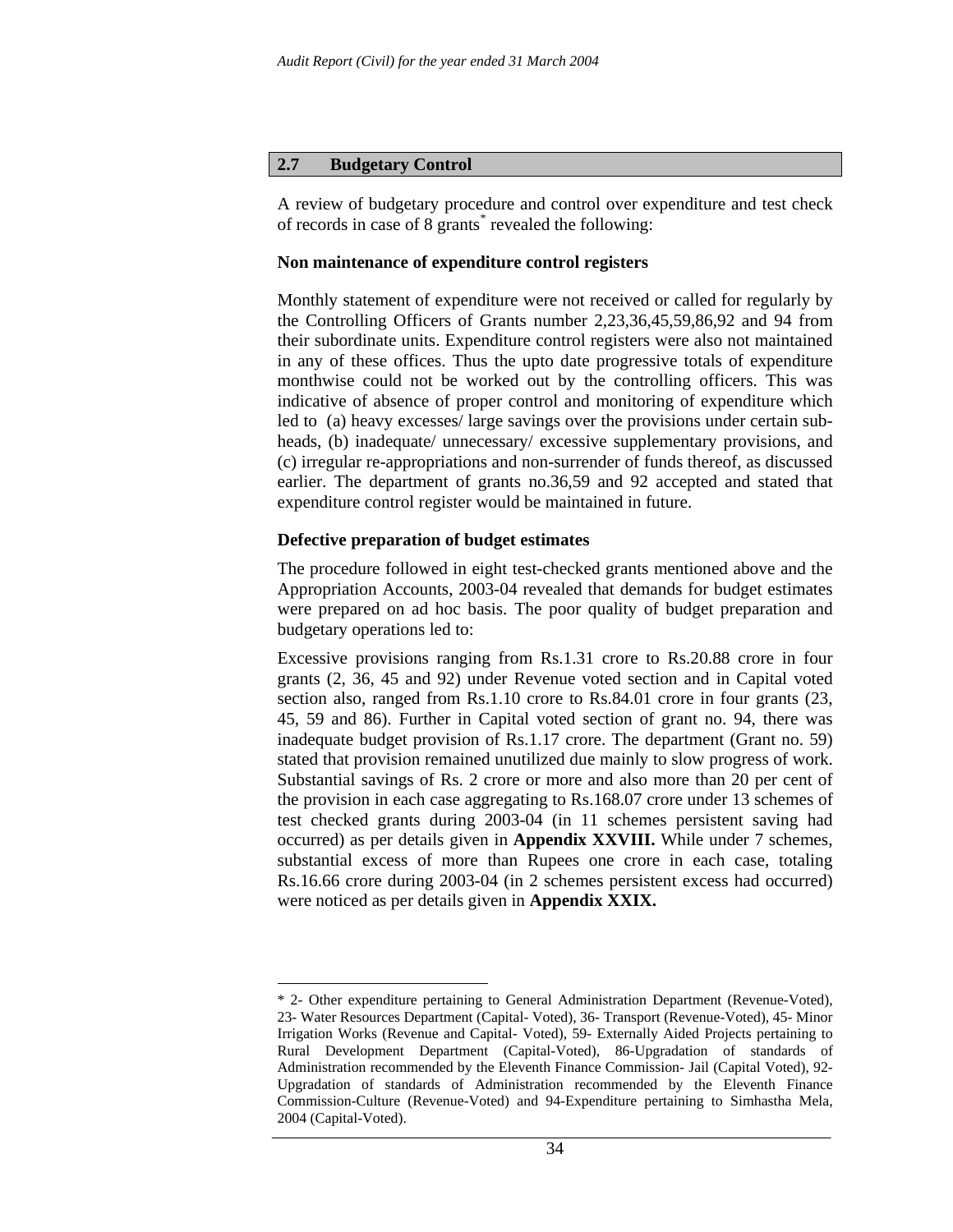## 2.7 Budgetary Control

A review of budgetary procedure and control over expenditure and test check of records in case of 8 grants* revealed the following:

**Non maintenance of expenditure control registers**

Monthly statement of expenditure were not received or called for regularly by the Controlling Officers of Grants number 2,23,36,45,59,86,92 and 94 from their subordinate units. Expenditure control registers were also not maintained in any of these offices. Thus the upto date progressive totals of expenditure monthwise could not be worked out by the controlling officers. This was indicative of absence of proper control and monitoring of expenditure which led to (a) heavy excesses/ large savings over the provisions under certain sub-heads, (b) inadequate/ unnecessary/ excessive supplementary provisions, and (c) irregular re-appropriations and non-surrender of funds thereof, as discussed earlier. The department of grants no.36,59 and 92 accepted and stated that expenditure control register would be maintained in future.

**Defective preparation of budget estimates**

The procedure followed in eight test-checked grants mentioned above and the Appropriation Accounts, 2003-04 revealed that demands for budget estimates were prepared on ad hoc basis. The poor quality of budget preparation and budgetary operations led to:

Excessive provisions ranging from Rs.1.31 crore to Rs.20.88 crore in four grants (2, 36, 45 and 92) under Revenue voted section and in Capital voted section also, ranged from Rs.1.10 crore to Rs.84.01 crore in four grants (23, 45, 59 and 86). Further in Capital voted section of grant no. 94, there was inadequate budget provision of Rs.1.17 crore. The department (Grant no. 59) stated that provision remained unutilized due mainly to slow progress of work. Substantial savings of Rs. 2 crore or more and also more than 20 per cent of the provision in each case aggregating to Rs.168.07 crore under 13 schemes of test checked grants during 2003-04 (in 11 schemes persistent saving had occurred) as per details given in **Appendix XXVIII.** While under 7 schemes, substantial excess of more than Rupees one crore in each case, totaling Rs.16.66 crore during 2003-04 (in 2 schemes persistent excess had occurred) were noticed as per details given in **Appendix XXIX.**

---

* 2- Other expenditure pertaining to General Administration Department (Revenue-Voted), 23- Water Resources Department (Capital- Voted), 36- Transport (Revenue-Voted), 45- Minor Irrigation Works (Revenue and Capital- Voted), 59- Externally Aided Projects pertaining to Rural Development Department (Capital-Voted), 86-Upgradation of standards of Administration recommended by the Eleventh Finance Commission- Jail (Capital Voted), 92- Upgradation of standards of Administration recommended by the Eleventh Finance Commission-Culture (Revenue-Voted) and 94-Expenditure pertaining to Simhastha Mela, 2004 (Capital-Voted).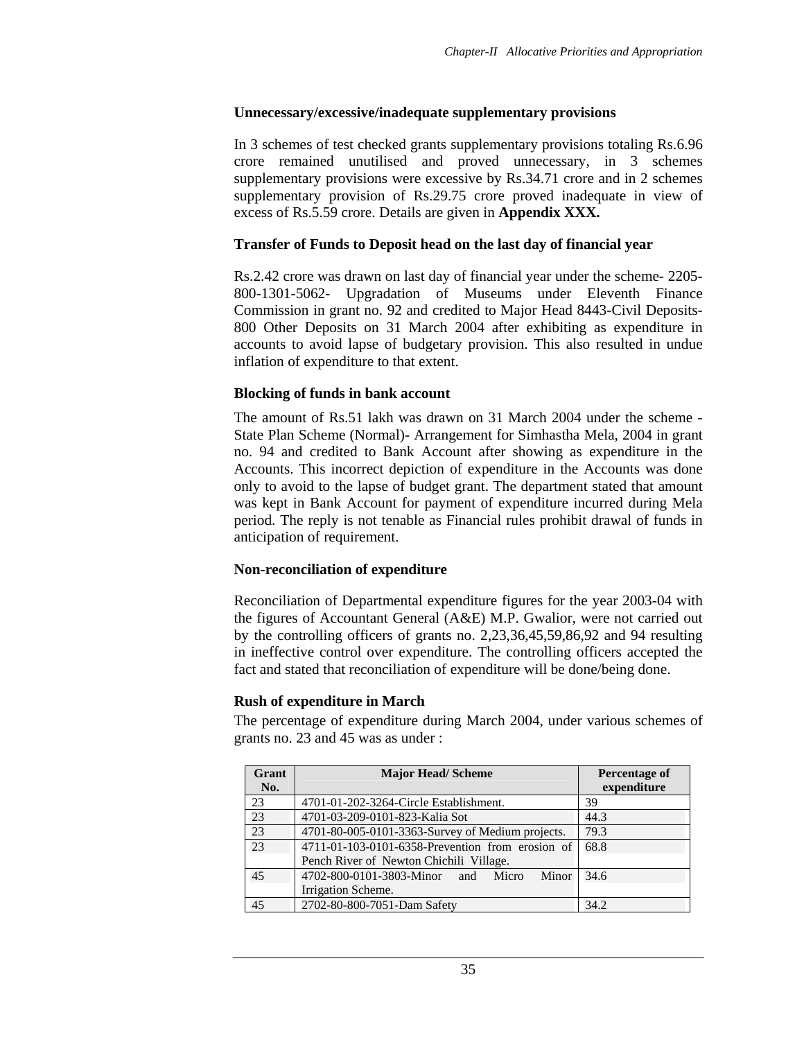### Unnecessary/excessive/inadequate supplementary provisions

In 3 schemes of test checked grants supplementary provisions totaling Rs.6.96 crore remained unutilised and proved unnecessary, in 3 schemes supplementary provisions were excessive by Rs.34.71 crore and in 2 schemes supplementary provision of Rs.29.75 crore proved inadequate in view of excess of Rs.5.59 crore. Details are given in **Appendix XXX.**

### Transfer of Funds to Deposit head on the last day of financial year

Rs.2.42 crore was drawn on last day of financial year under the scheme- 2205-800-1301-5062- Upgradation of Museums under Eleventh Finance Commission in grant no. 92 and credited to Major Head 8443-Civil Deposits-800 Other Deposits on 31 March 2004 after exhibiting as expenditure in accounts to avoid lapse of budgetary provision. This also resulted in undue inflation of expenditure to that extent.

### Blocking of funds in bank account

The amount of Rs.51 lakh was drawn on 31 March 2004 under the scheme - State Plan Scheme (Normal)- Arrangement for Simhastha Mela, 2004 in grant no. 94 and credited to Bank Account after showing as expenditure in the Accounts. This incorrect depiction of expenditure in the Accounts was done only to avoid to the lapse of budget grant. The department stated that amount was kept in Bank Account for payment of expenditure incurred during Mela period. The reply is not tenable as Financial rules prohibit drawal of funds in anticipation of requirement.

### Non-reconciliation of expenditure

Reconciliation of Departmental expenditure figures for the year 2003-04 with the figures of Accountant General (A&E) M.P. Gwalior, were not carried out by the controlling officers of grants no. 2,23,36,45,59,86,92 and 94 resulting in ineffective control over expenditure. The controlling officers accepted the fact and stated that reconciliation of expenditure will be done/being done.

### Rush of expenditure in March

The percentage of expenditure during March 2004, under various schemes of grants no. 23 and 45 was as under :

| Grant No. | Major Head/ Scheme | Percentage of expenditure |
|---|---|---|
| 23 | 4701-01-202-3264-Circle Establishment. | 39 |
| 23 | 4701-03-209-0101-823-Kalia Sot | 44.3 |
| 23 | 4701-80-005-0101-3363-Survey of Medium projects. | 79.3 |
| 23 | 4711-01-103-0101-6358-Prevention from erosion of Pench River of Newton Chichili Village. | 68.8 |
| 45 | 4702-800-0101-3803-Minor and Micro Minor Irrigation Scheme. | 34.6 |
| 45 | 2702-80-800-7051-Dam Safety | 34.2 |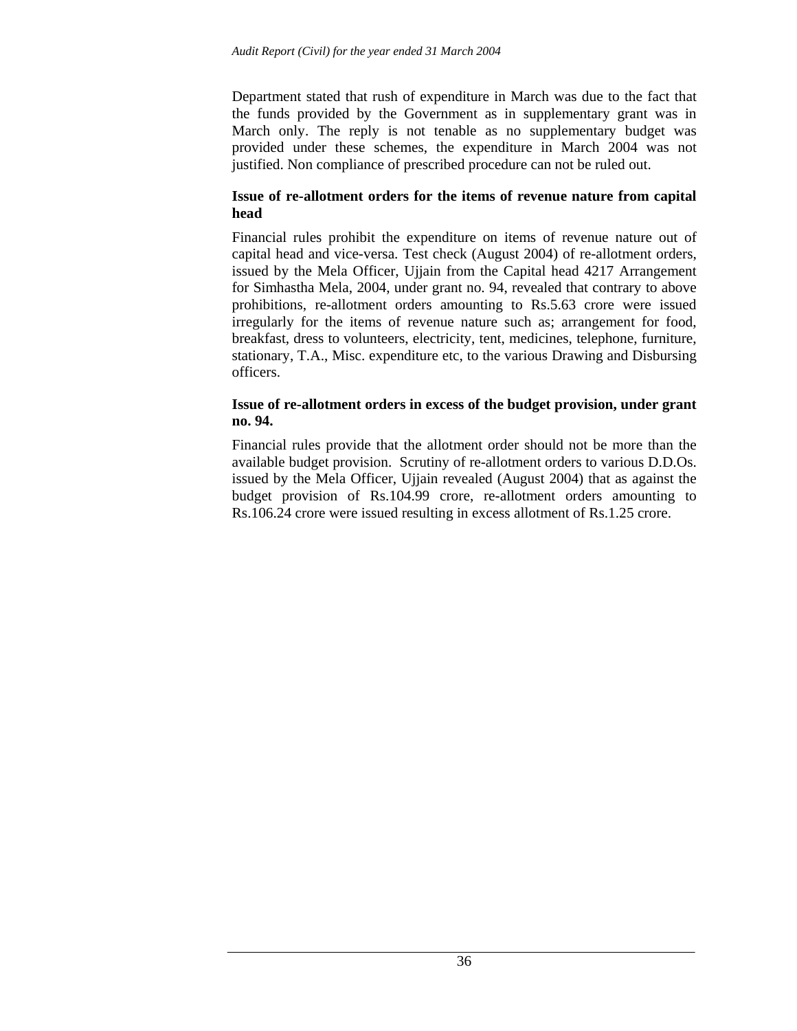Department stated that rush of expenditure in March was due to the fact that the funds provided by the Government as in supplementary grant was in March only. The reply is not tenable as no supplementary budget was provided under these schemes, the expenditure in March 2004 was not justified. Non compliance of prescribed procedure can not be ruled out.

**Issue of re-allotment orders for the items of revenue nature from capital head**

Financial rules prohibit the expenditure on items of revenue nature out of capital head and vice-versa. Test check (August 2004) of re-allotment orders, issued by the Mela Officer, Ujjain from the Capital head 4217 Arrangement for Simhastha Mela, 2004, under grant no. 94, revealed that contrary to above prohibitions, re-allotment orders amounting to Rs.5.63 crore were issued irregularly for the items of revenue nature such as; arrangement for food, breakfast, dress to volunteers, electricity, tent, medicines, telephone, furniture, stationary, T.A., Misc. expenditure etc, to the various Drawing and Disbursing officers.

**Issue of re-allotment orders in excess of the budget provision, under grant no. 94.**

Financial rules provide that the allotment order should not be more than the available budget provision. Scrutiny of re-allotment orders to various D.D.Os. issued by the Mela Officer, Ujjain revealed (August 2004) that as against the budget provision of Rs.104.99 crore, re-allotment orders amounting to Rs.106.24 crore were issued resulting in excess allotment of Rs.1.25 crore.